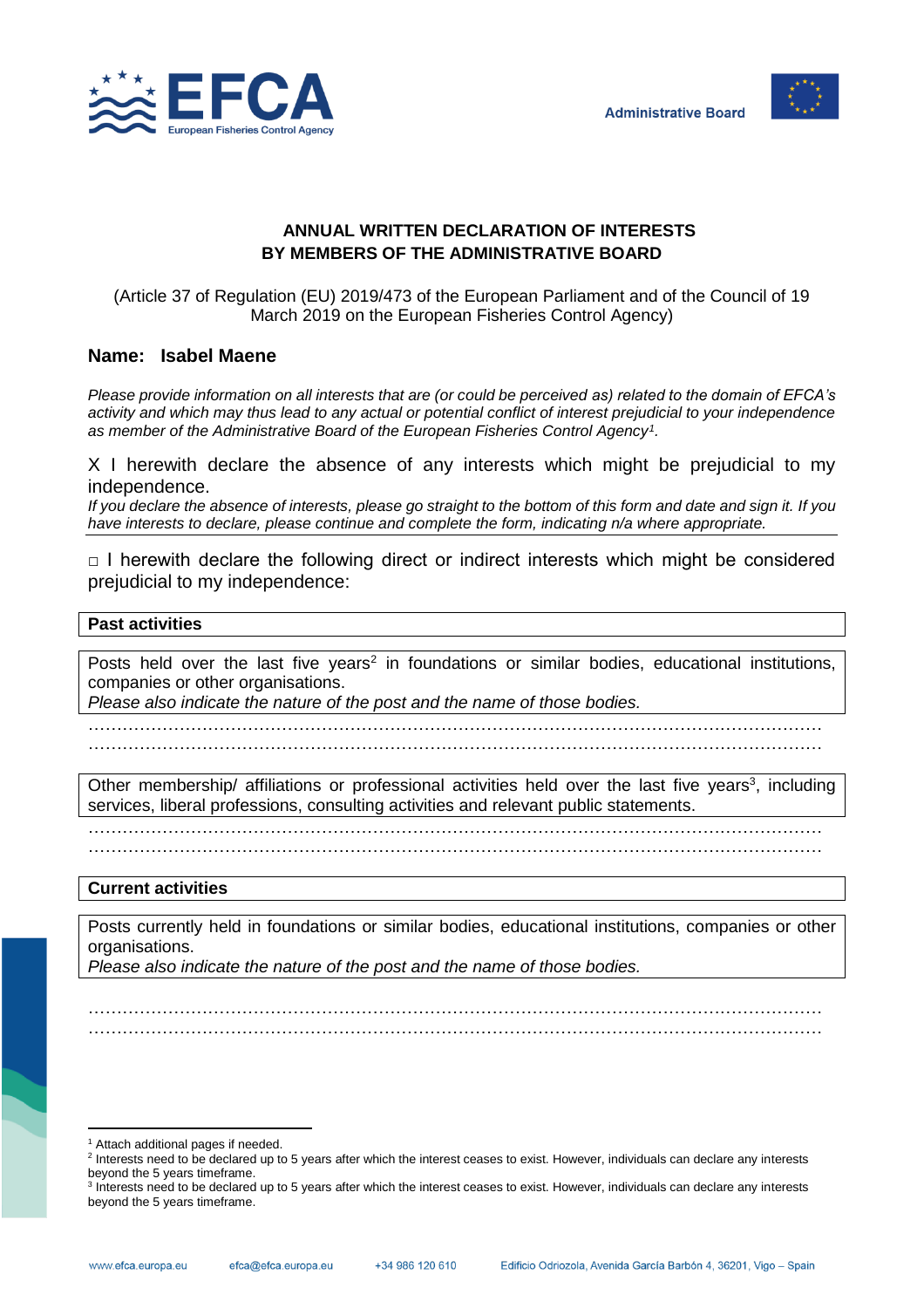EFCA European Fisheries Control Agency

Administrative Board

## ANNUAL WRITTEN DECLARATION OF INTERESTS BY MEMBERS OF THE ADMINISTRATIVE BOARD

(Article 37 of Regulation (EU) 2019/473 of the European Parliament and of the Council of 19 March 2019 on the European Fisheries Control Agency)

**Name: Isabel Maene**

*Please provide information on all interests that are (or could be perceived as) related to the domain of EFCA's activity and which may thus lead to any actual or potential conflict of interest prejudicial to your independence as member of the Administrative Board of the European Fisheries Control Agency[1].*

X I herewith declare the absence of any interests which might be prejudicial to my independence.

*If you declare the absence of interests, please go straight to the bottom of this form and date and sign it. If you have interests to declare, please continue and complete the form, indicating n/a where appropriate.*

□ I herewith declare the following direct or indirect interests which might be considered prejudicial to my independence:

**Past activities**

Posts held over the last five years[2] in foundations or similar bodies, educational institutions, companies or other organisations.
*Please also indicate the nature of the post and the name of those bodies.*

……………………………………………………………………………………………………………
……………………………………………………………………………………………………………

Other membership/ affiliations or professional activities held over the last five years[3], including services, liberal professions, consulting activities and relevant public statements.

……………………………………………………………………………………………………………
……………………………………………………………………………………………………………

**Current activities**

Posts currently held in foundations or similar bodies, educational institutions, companies or other organisations.
*Please also indicate the nature of the post and the name of those bodies.*

……………………………………………………………………………………………………………
……………………………………………………………………………………………………………

[1] Attach additional pages if needed.

[2] Interests need to be declared up to 5 years after which the interest ceases to exist. However, individuals can declare any interests beyond the 5 years timeframe.

[3] Interests need to be declared up to 5 years after which the interest ceases to exist. However, individuals can declare any interests beyond the 5 years timeframe.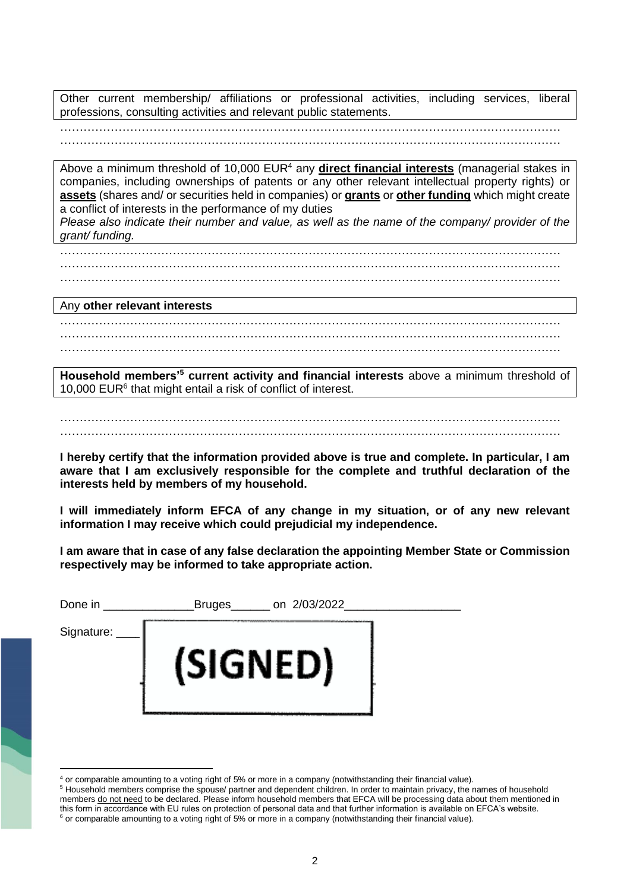Other current membership/ affiliations or professional activities, including services, liberal professions, consulting activities and relevant public statements.

…………………………………………………………………………………………………………………
…………………………………………………………………………………………………………………

Above a minimum threshold of 10,000 EUR[4] any **direct financial interests** (managerial stakes in companies, including ownerships of patents or any other relevant intellectual property rights) or **assets** (shares and/ or securities held in companies) or **grants** or **other funding** which might create a conflict of interests in the performance of my duties

*Please also indicate their number and value, as well as the name of the company/ provider of the grant/ funding.*

…………………………………………………………………………………………………………………
…………………………………………………………………………………………………………………
…………………………………………………………………………………………………………………

Any **other relevant interests**

…………………………………………………………………………………………………………………
…………………………………………………………………………………………………………………
…………………………………………………………………………………………………………………

**Household members'[5] current activity and financial interests** above a minimum threshold of 10,000 EUR[6] that might entail a risk of conflict of interest.

…………………………………………………………………………………………………………………
…………………………………………………………………………………………………………………

**I hereby certify that the information provided above is true and complete. In particular, I am aware that I am exclusively responsible for the complete and truthful declaration of the interests held by members of my household.**

**I will immediately inform EFCA of any change in my situation, or of any new relevant information I may receive which could prejudicial my independence.**

**I am aware that in case of any false declaration the appointing Member State or Commission respectively may be informed to take appropriate action.**

Done in ______________Bruges______ on 2/03/2022__________________

Signature: ____ (SIGNED)

[4] or comparable amounting to a voting right of 5% or more in a company (notwithstanding their financial value).

[5] Household members comprise the spouse/ partner and dependent children. In order to maintain privacy, the names of household members do not need to be declared. Please inform household members that EFCA will be processing data about them mentioned in this form in accordance with EU rules on protection of personal data and that further information is available on EFCA's website.

[6] or comparable amounting to a voting right of 5% or more in a company (notwithstanding their financial value).